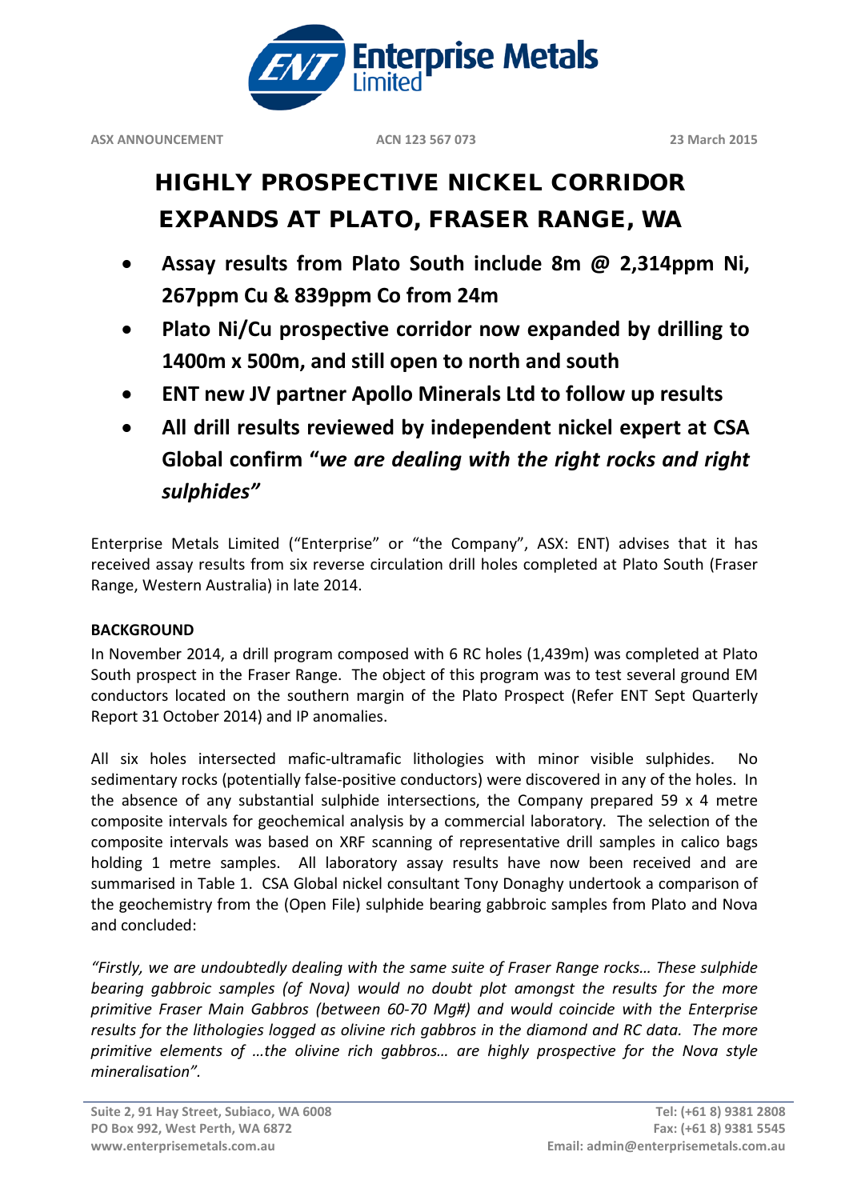ASX ANNOUNCEMENT ACN 123 567 073 23 March 2015

# HIGHLY PROSPECTIVE NICKEL CORRIDOR EXPANDS AT PLATO, FRASER RANGE, WA

- **Assay results from Plato South include 8m @ 2,314ppm Ni, 267ppm Cu & 839ppm Co from 24m**
- **Plato Ni/Cu prospective corridor now expanded by drilling to 1400m x 500m, and still open to north and south**
- **ENT new JV partner Apollo Minerals Ltd to follow up results**
- **All drill results reviewed by independent nickel expert at CSA Global confirm "*we are dealing with the right rocks and right sulphides*"**

Enterprise Metals Limited ("Enterprise" or "the Company", ASX: ENT) advises that it has received assay results from six reverse circulation drill holes completed at Plato South (Fraser Range, Western Australia) in late 2014.

**BACKGROUND**

In November 2014, a drill program composed with 6 RC holes (1,439m) was completed at Plato South prospect in the Fraser Range. The object of this program was to test several ground EM conductors located on the southern margin of the Plato Prospect (Refer ENT Sept Quarterly Report 31 October 2014) and IP anomalies.

All six holes intersected mafic-ultramafic lithologies with minor visible sulphides. No sedimentary rocks (potentially false-positive conductors) were discovered in any of the holes. In the absence of any substantial sulphide intersections, the Company prepared 59 x 4 metre composite intervals for geochemical analysis by a commercial laboratory. The selection of the composite intervals was based on XRF scanning of representative drill samples in calico bags holding 1 metre samples. All laboratory assay results have now been received and are summarised in Table 1. CSA Global nickel consultant Tony Donaghy undertook a comparison of the geochemistry from the (Open File) sulphide bearing gabbroic samples from Plato and Nova and concluded:

*"Firstly, we are undoubtedly dealing with the same suite of Fraser Range rocks… These sulphide bearing gabbroic samples (of Nova) would no doubt plot amongst the results for the more primitive Fraser Main Gabbros (between 60-70 Mg#) and would coincide with the Enterprise results for the lithologies logged as olivine rich gabbros in the diamond and RC data. The more primitive elements of …the olivine rich gabbros… are highly prospective for the Nova style mineralisation".*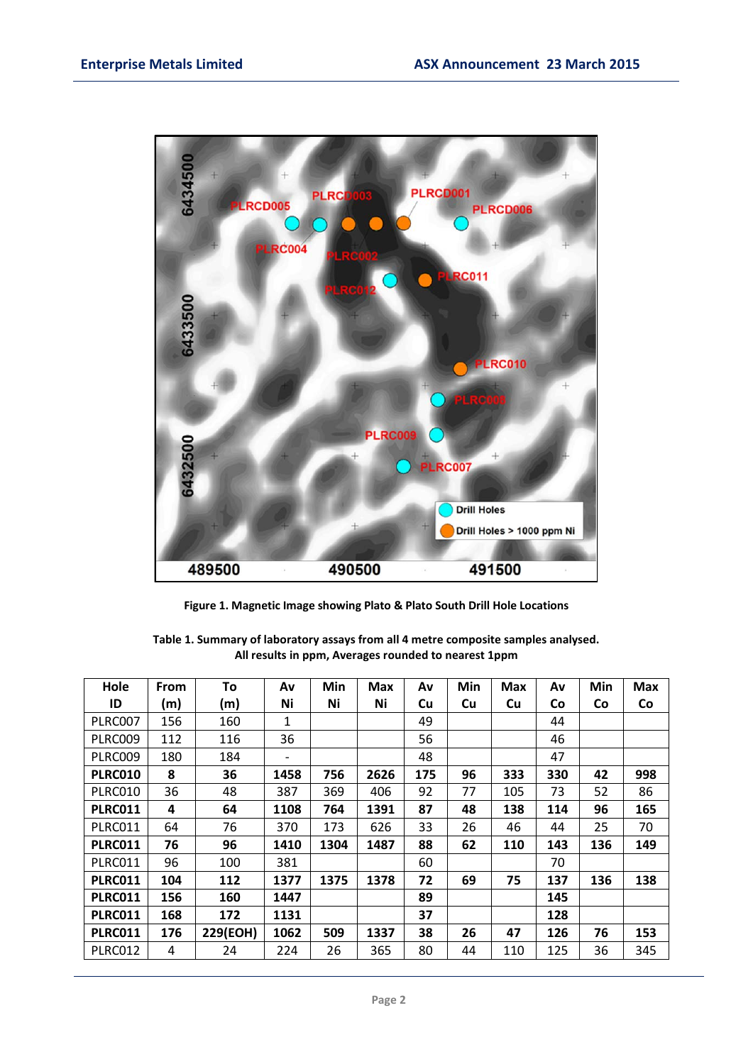Figure 1. Magnetic Image showing Plato & Plato South Drill Hole Locations

Table 1. Summary of laboratory assays from all 4 metre composite samples analysed.
All results in ppm, Averages rounded to nearest 1ppm

| Hole ID | From (m) | To (m) | Av Ni | Min Ni | Max Ni | Av Cu | Min Cu | Max Cu | Av Co | Min Co | Max Co |
|---|---|---|---|---|---|---|---|---|---|---|---|
| PLRC007 | 156 | 160 | 1 | | | 49 | | | 44 | | |
| PLRC009 | 112 | 116 | 36 | | | 56 | | | 46 | | |
| PLRC009 | 180 | 184 | - | | | 48 | | | 47 | | |
| **PLRC010** | **8** | **36** | **1458** | **756** | **2626** | **175** | **96** | **333** | **330** | **42** | **998** |
| PLRC010 | 36 | 48 | 387 | 369 | 406 | 92 | 77 | 105 | 73 | 52 | 86 |
| **PLRC011** | **4** | **64** | **1108** | **764** | **1391** | **87** | **48** | **138** | **114** | **96** | **165** |
| PLRC011 | 64 | 76 | 370 | 173 | 626 | 33 | 26 | 46 | 44 | 25 | 70 |
| **PLRC011** | **76** | **96** | **1410** | **1304** | **1487** | **88** | **62** | **110** | **143** | **136** | **149** |
| PLRC011 | 96 | 100 | 381 | | | 60 | | | 70 | | |
| **PLRC011** | **104** | **112** | **1377** | **1375** | **1378** | **72** | **69** | **75** | **137** | **136** | **138** |
| **PLRC011** | **156** | **160** | **1447** | | | **89** | | | **145** | | |
| **PLRC011** | **168** | **172** | **1131** | | | **37** | | | **128** | | |
| **PLRC011** | **176** | **229(EOH)** | **1062** | **509** | **1337** | **38** | **26** | **47** | **126** | **76** | **153** |
| PLRC012 | 4 | 24 | 224 | 26 | 365 | 80 | 44 | 110 | 125 | 36 | 345 |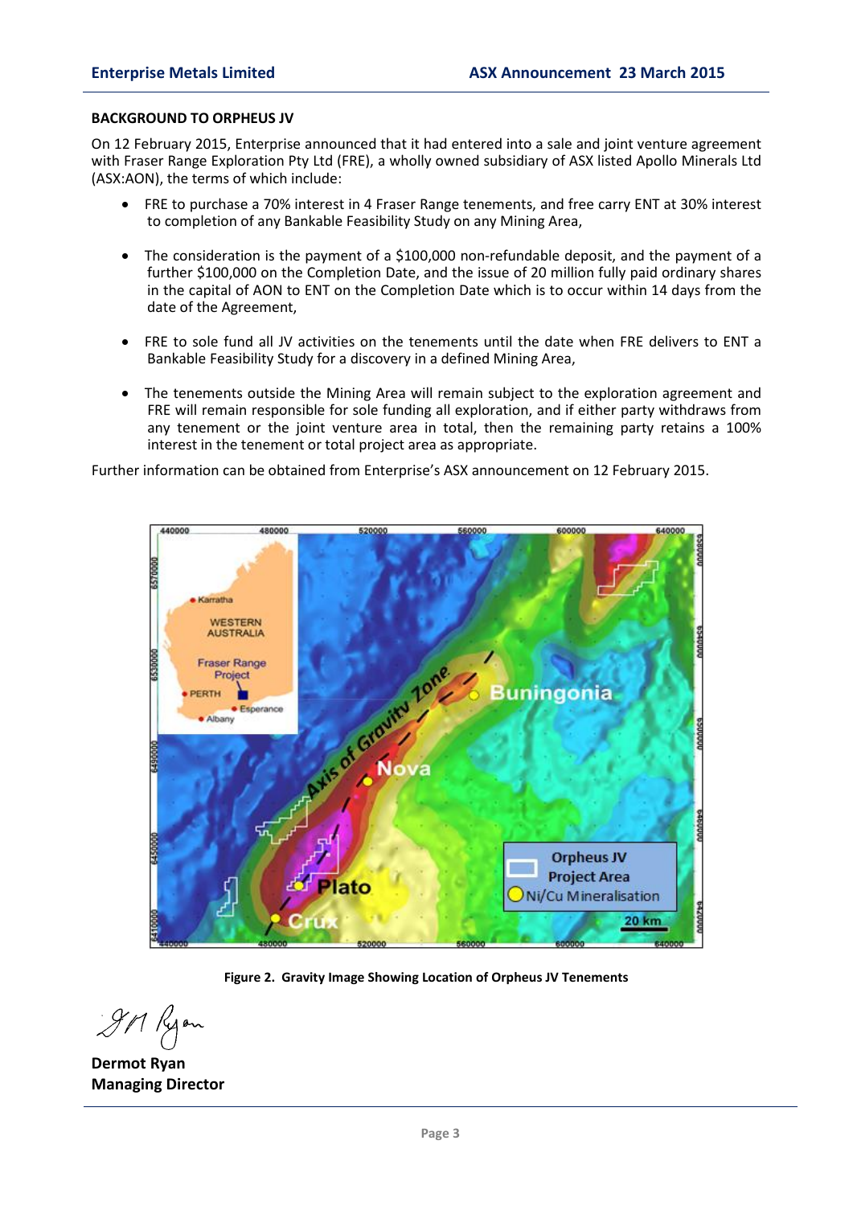**BACKGROUND TO ORPHEUS JV**

On 12 February 2015, Enterprise announced that it had entered into a sale and joint venture agreement with Fraser Range Exploration Pty Ltd (FRE), a wholly owned subsidiary of ASX listed Apollo Minerals Ltd (ASX:AON), the terms of which include:

- FRE to purchase a 70% interest in 4 Fraser Range tenements, and free carry ENT at 30% interest to completion of any Bankable Feasibility Study on any Mining Area,
- The consideration is the payment of a $100,000 non-refundable deposit, and the payment of a further $100,000 on the Completion Date, and the issue of 20 million fully paid ordinary shares in the capital of AON to ENT on the Completion Date which is to occur within 14 days from the date of the Agreement,
- FRE to sole fund all JV activities on the tenements until the date when FRE delivers to ENT a Bankable Feasibility Study for a discovery in a defined Mining Area,
- The tenements outside the Mining Area will remain subject to the exploration agreement and FRE will remain responsible for sole funding all exploration, and if either party withdraws from any tenement or the joint venture area in total, then the remaining party retains a 100% interest in the tenement or total project area as appropriate.

Further information can be obtained from Enterprise's ASX announcement on 12 February 2015.

**Figure 2. Gravity Image Showing Location of Orpheus JV Tenements**

**Dermot Ryan**
**Managing Director**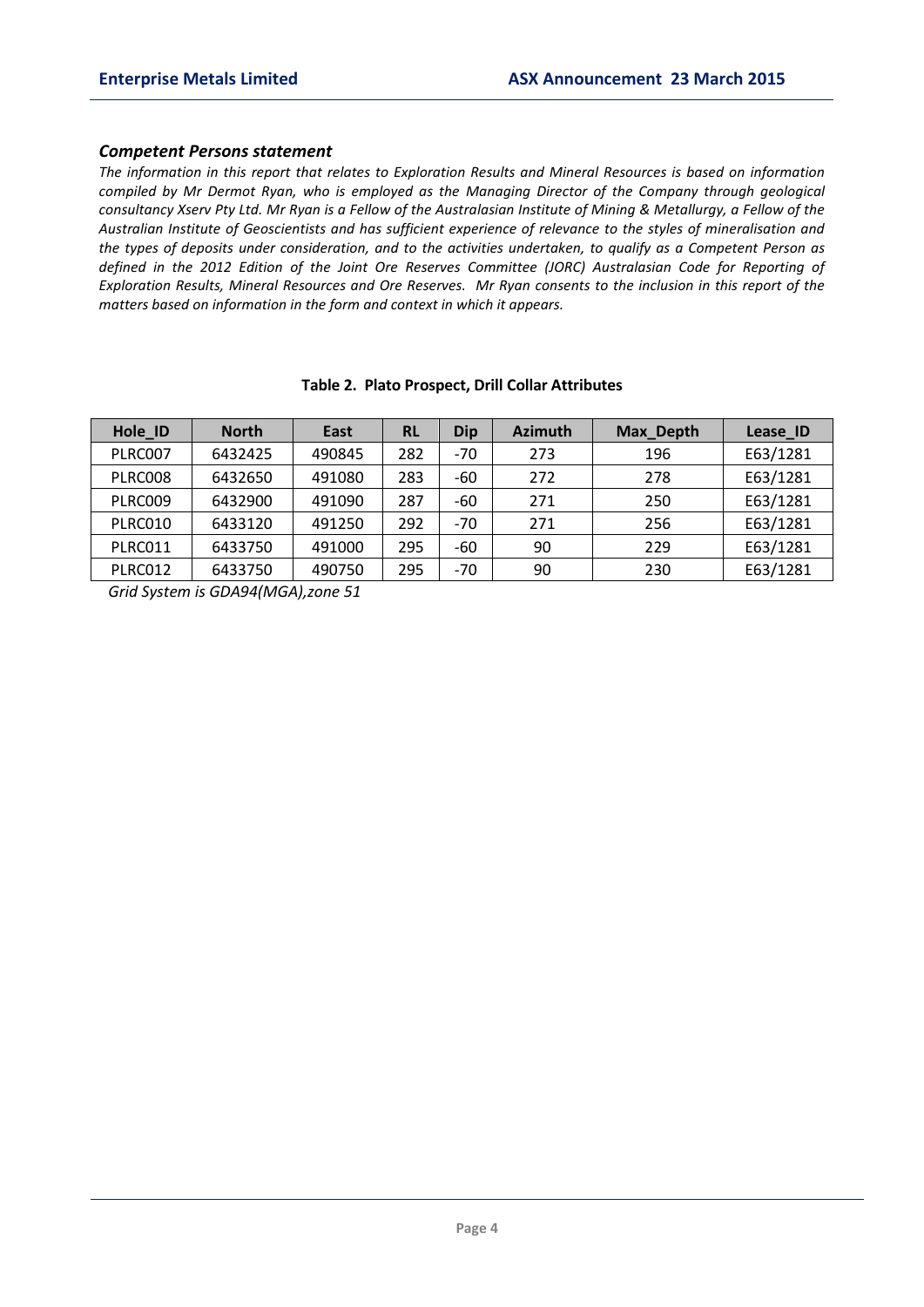### *Competent Persons statement*

*The information in this report that relates to Exploration Results and Mineral Resources is based on information compiled by Mr Dermot Ryan, who is employed as the Managing Director of the Company through geological consultancy Xserv Pty Ltd. Mr Ryan is a Fellow of the Australasian Institute of Mining & Metallurgy, a Fellow of the Australian Institute of Geoscientists and has sufficient experience of relevance to the styles of mineralisation and the types of deposits under consideration, and to the activities undertaken, to qualify as a Competent Person as defined in the 2012 Edition of the Joint Ore Reserves Committee (JORC) Australasian Code for Reporting of Exploration Results, Mineral Resources and Ore Reserves. Mr Ryan consents to the inclusion in this report of the matters based on information in the form and context in which it appears.*

**Table 2. Plato Prospect, Drill Collar Attributes**

| Hole_ID | North | East | RL | Dip | Azimuth | Max_Depth | Lease_ID |
|---|---|---|---|---|---|---|---|
| PLRC007 | 6432425 | 490845 | 282 | -70 | 273 | 196 | E63/1281 |
| PLRC008 | 6432650 | 491080 | 283 | -60 | 272 | 278 | E63/1281 |
| PLRC009 | 6432900 | 491090 | 287 | -60 | 271 | 250 | E63/1281 |
| PLRC010 | 6433120 | 491250 | 292 | -70 | 271 | 256 | E63/1281 |
| PLRC011 | 6433750 | 491000 | 295 | -60 | 90 | 229 | E63/1281 |
| PLRC012 | 6433750 | 490750 | 295 | -70 | 90 | 230 | E63/1281 |

*Grid System is GDA94(MGA),zone 51*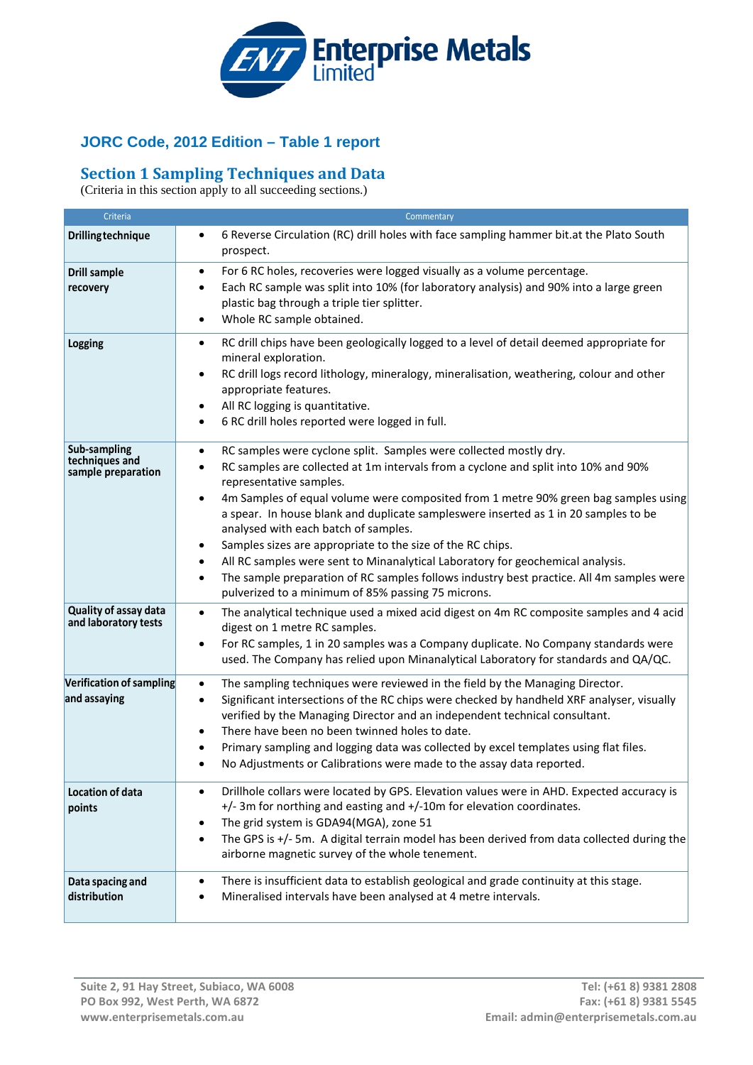## JORC Code, 2012 Edition – Table 1 report

## Section 1 Sampling Techniques and Data

(Criteria in this section apply to all succeeding sections.)

| Criteria | Commentary |
|---|---|
| **Drilling technique** | • 6 Reverse Circulation (RC) drill holes with face sampling hammer bit.at the Plato South prospect. |
| **Drill sample recovery** | • For 6 RC holes, recoveries were logged visually as a volume percentage.<br>• Each RC sample was split into 10% (for laboratory analysis) and 90% into a large green plastic bag through a triple tier splitter.<br>• Whole RC sample obtained. |
| **Logging** | • RC drill chips have been geologically logged to a level of detail deemed appropriate for mineral exploration.<br>• RC drill logs record lithology, mineralogy, mineralisation, weathering, colour and other appropriate features.<br>• All RC logging is quantitative.<br>• 6 RC drill holes reported were logged in full. |
| **Sub-sampling techniques and sample preparation** | • RC samples were cyclone split. Samples were collected mostly dry.<br>• RC samples are collected at 1m intervals from a cyclone and split into 10% and 90% representative samples.<br>• 4m Samples of equal volume were composited from 1 metre 90% green bag samples using a spear. In house blank and duplicate sampleswere inserted as 1 in 20 samples to be analysed with each batch of samples.<br>• Samples sizes are appropriate to the size of the RC chips.<br>• All RC samples were sent to Minanalytical Laboratory for geochemical analysis.<br>• The sample preparation of RC samples follows industry best practice. All 4m samples were pulverized to a minimum of 85% passing 75 microns. |
| **Quality of assay data and laboratory tests** | • The analytical technique used a mixed acid digest on 4m RC composite samples and 4 acid digest on 1 metre RC samples.<br>• For RC samples, 1 in 20 samples was a Company duplicate. No Company standards were used. The Company has relied upon Minanalytical Laboratory for standards and QA/QC. |
| **Verification of sampling and assaying** | • The sampling techniques were reviewed in the field by the Managing Director.<br>• Significant intersections of the RC chips were checked by handheld XRF analyser, visually verified by the Managing Director and an independent technical consultant.<br>• There have been no been twinned holes to date.<br>• Primary sampling and logging data was collected by excel templates using flat files.<br>• No Adjustments or Calibrations were made to the assay data reported. |
| **Location of data points** | • Drillhole collars were located by GPS. Elevation values were in AHD. Expected accuracy is +/- 3m for northing and easting and +/-10m for elevation coordinates.<br>• The grid system is GDA94(MGA), zone 51<br>• The GPS is +/- 5m. A digital terrain model has been derived from data collected during the airborne magnetic survey of the whole tenement. |
| **Data spacing and distribution** | • There is insufficient data to establish geological and grade continuity at this stage.<br>• Mineralised intervals have been analysed at 4 metre intervals. |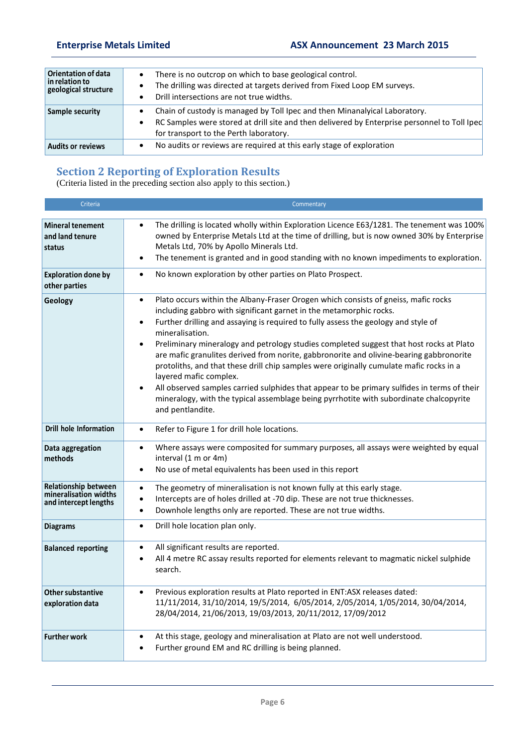| | |
|---|---|
| **Orientation of data in relation to geological structure** | • There is no outcrop on which to base geological control.<br>• The drilling was directed at targets derived from Fixed Loop EM surveys.<br>• Drill intersections are not true widths. |
| **Sample security** | • Chain of custody is managed by Toll Ipec and then Minanalytical Laboratory.<br>• RC Samples were stored at drill site and then delivered by Enterprise personnel to Toll Ipec for transport to the Perth laboratory. |
| **Audits or reviews** | • No audits or reviews are required at this early stage of exploration |

## Section 2 Reporting of Exploration Results

(Criteria listed in the preceding section also apply to this section.)

| Criteria | Commentary |
|---|---|
| **Mineral tenement and land tenure status** | • The drilling is located wholly within Exploration Licence E63/1281. The tenement was 100% owned by Enterprise Metals Ltd at the time of drilling, but is now owned 30% by Enterprise Metals Ltd, 70% by Apollo Minerals Ltd.<br>• The tenement is granted and in good standing with no known impediments to exploration. |
| **Exploration done by other parties** | • No known exploration by other parties on Plato Prospect. |
| **Geology** | • Plato occurs within the Albany-Fraser Orogen which consists of gneiss, mafic rocks including gabbro with significant garnet in the metamorphic rocks.<br>• Further drilling and assaying is required to fully assess the geology and style of mineralisation.<br>• Preliminary mineralogy and petrology studies completed suggest that host rocks at Plato are mafic granulites derived from norite, gabbronorite and olivine-bearing gabbronorite protoliths, and that these drill chip samples were originally cumulate mafic rocks in a layered mafic complex.<br>• All observed samples carried sulphides that appear to be primary sulfides in terms of their mineralogy, with the typical assemblage being pyrrhotite with subordinate chalcopyrite and pentlandite. |
| **Drill hole Information** | • Refer to Figure 1 for drill hole locations. |
| **Data aggregation methods** | • Where assays were composited for summary purposes, all assays were weighted by equal interval (1 m or 4m)<br>• No use of metal equivalents has been used in this report |
| **Relationship between mineralisation widths and intercept lengths** | • The geometry of mineralisation is not known fully at this early stage.<br>• Intercepts are of holes drilled at -70 dip. These are not true thicknesses.<br>• Downhole lengths only are reported. These are not true widths. |
| **Diagrams** | • Drill hole location plan only. |
| **Balanced reporting** | • All significant results are reported.<br>• All 4 metre RC assay results reported for elements relevant to magmatic nickel sulphide search. |
| **Other substantive exploration data** | • Previous exploration results at Plato reported in ENT:ASX releases dated: 11/11/2014, 31/10/2014, 19/5/2014, 6/05/2014, 2/05/2014, 1/05/2014, 30/04/2014, 28/04/2014, 21/06/2013, 19/03/2013, 20/11/2012, 17/09/2012 |
| **Further work** | • At this stage, geology and mineralisation at Plato are not well understood.<br>• Further ground EM and RC drilling is being planned. |